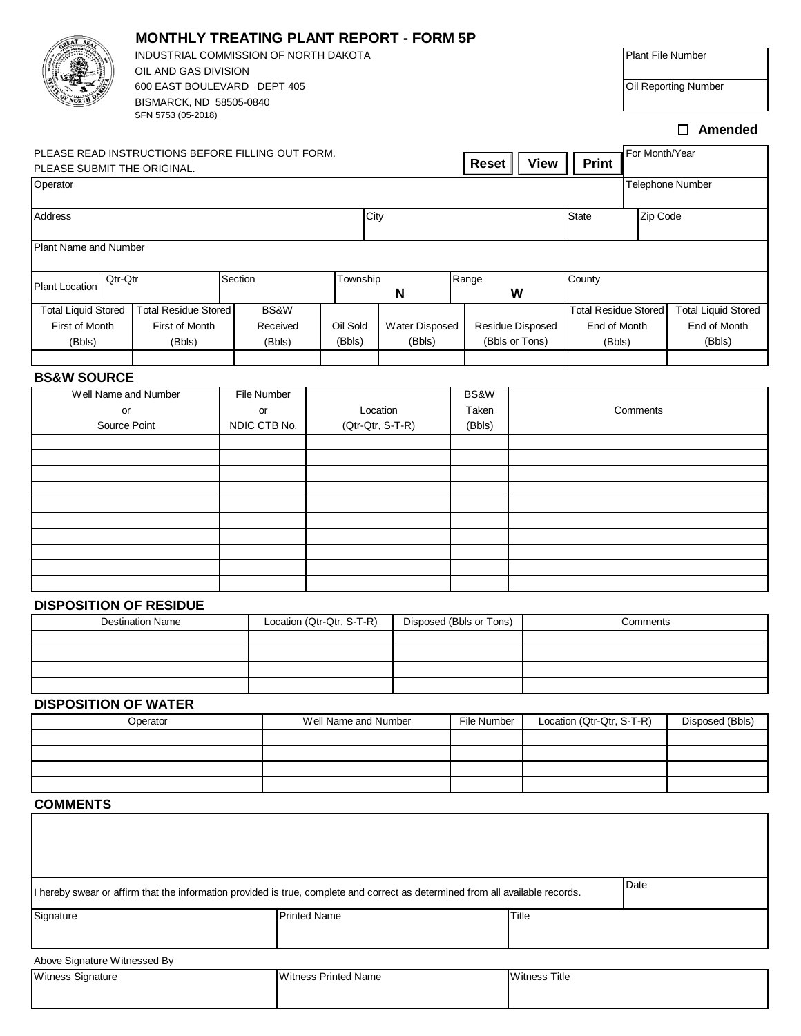# MONTHLY TREATING PLANT REPORT - FORM 5P

INDUSTRIAL COMMISSION OF NORTH DAKOTA
OIL AND GAS DIVISION
600 EAST BOULEVARD DEPT 405
BISMARCK, ND 58505-0840
SFN 5753 (05-2018)

| Plant File Number |
|---|
| Oil Reporting Number |

☐ **Amended**

PLEASE READ INSTRUCTIONS BEFORE FILLING OUT FORM.
PLEASE SUBMIT THE ORIGINAL.

**Reset** **View** **Print**

| Operator | | | | For Month/Year |
|---|---|---|---|---|
| | | | | Telephone Number |
| Address | City | State | Zip Code | |
| Plant Name and Number | | | | |

| Plant Location | Qtr-Qtr | Section | Township N | Range W | County |
|---|---|---|---|---|---|
| | | | | | |

| Total Liquid Stored First of Month (Bbls) | Total Residue Stored First of Month (Bbls) | BS&W Received (Bbls) | Oil Sold (Bbls) | Water Disposed (Bbls) | Residue Disposed (Bbls or Tons) | Total Residue Stored End of Month (Bbls) | Total Liquid Stored End of Month (Bbls) |
|---|---|---|---|---|---|---|---|
| | | | | | | | |

## BS&W SOURCE

| Well Name and Number or Source Point | File Number or NDIC CTB No. | Location (Qtr-Qtr, S-T-R) | BS&W Taken (Bbls) | Comments |
|---|---|---|---|---|
| | | | | |
| | | | | |
| | | | | |
| | | | | |
| | | | | |
| | | | | |
| | | | | |
| | | | | |
| | | | | |
| | | | | |

## DISPOSITION OF RESIDUE

| Destination Name | Location (Qtr-Qtr, S-T-R) | Disposed (Bbls or Tons) | Comments |
|---|---|---|---|
| | | | |
| | | | |
| | | | |
| | | | |

## DISPOSITION OF WATER

| Operator | Well Name and Number | File Number | Location (Qtr-Qtr, S-T-R) | Disposed (Bbls) |
|---|---|---|---|---|
| | | | | |
| | | | | |
| | | | | |
| | | | | |

## COMMENTS

I hereby swear or affirm that the information provided is true, complete and correct as determined from all available records.

| Date |
|---|
| |

| Signature | Printed Name | Title |
|---|---|---|
| | | |

Above Signature Witnessed By

| Witness Signature | Witness Printed Name | Witness Title |
|---|---|---|
| | | |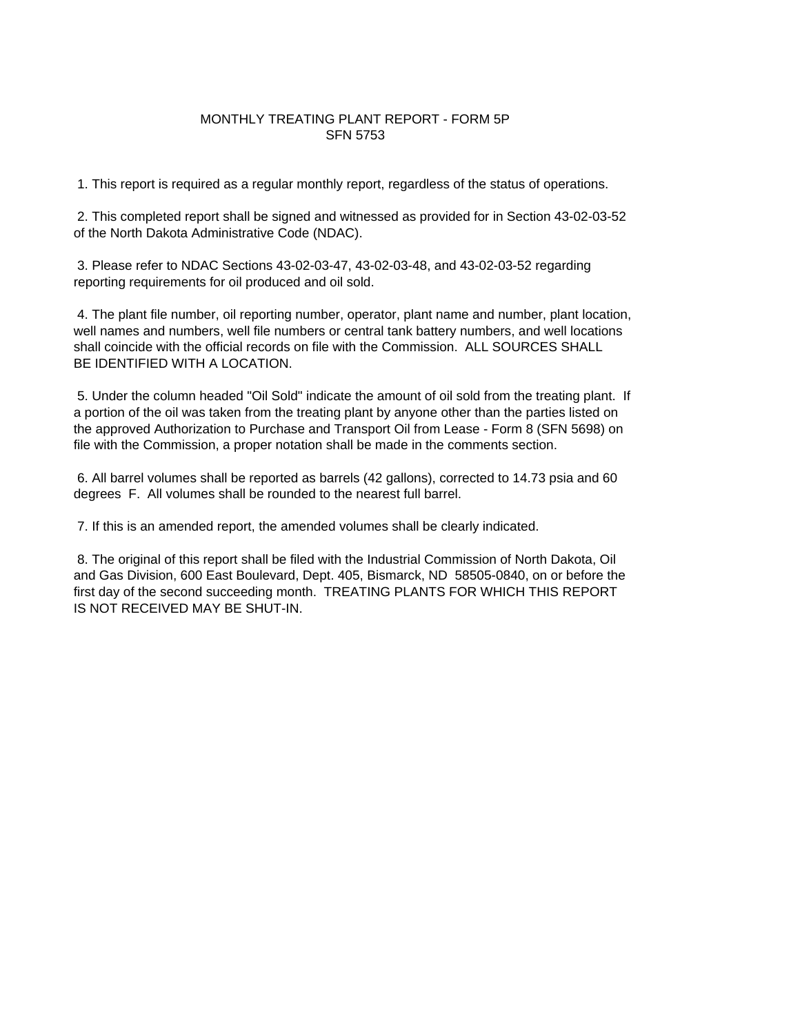# MONTHLY TREATING PLANT REPORT - FORM 5P
## SFN 5753

1. This report is required as a regular monthly report, regardless of the status of operations.

2. This completed report shall be signed and witnessed as provided for in Section 43-02-03-52 of the North Dakota Administrative Code (NDAC).

3. Please refer to NDAC Sections 43-02-03-47, 43-02-03-48, and 43-02-03-52 regarding reporting requirements for oil produced and oil sold.

4. The plant file number, oil reporting number, operator, plant name and number, plant location, well names and numbers, well file numbers or central tank battery numbers, and well locations shall coincide with the official records on file with the Commission. ALL SOURCES SHALL BE IDENTIFIED WITH A LOCATION.

5. Under the column headed "Oil Sold" indicate the amount of oil sold from the treating plant. If a portion of the oil was taken from the treating plant by anyone other than the parties listed on the approved Authorization to Purchase and Transport Oil from Lease - Form 8 (SFN 5698) on file with the Commission, a proper notation shall be made in the comments section.

6. All barrel volumes shall be reported as barrels (42 gallons), corrected to 14.73 psia and 60 degrees F. All volumes shall be rounded to the nearest full barrel.

7. If this is an amended report, the amended volumes shall be clearly indicated.

8. The original of this report shall be filed with the Industrial Commission of North Dakota, Oil and Gas Division, 600 East Boulevard, Dept. 405, Bismarck, ND 58505-0840, on or before the first day of the second succeeding month. TREATING PLANTS FOR WHICH THIS REPORT IS NOT RECEIVED MAY BE SHUT-IN.